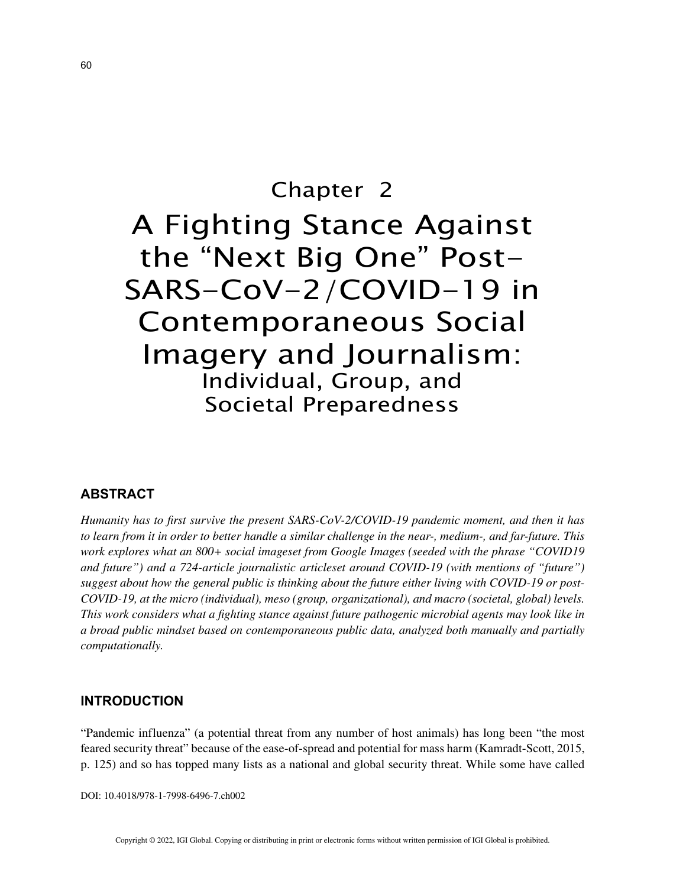# Chapter 2

# A Fighting Stance Against the "Next Big One" Post-SARS-CoV-2/COVID-19 in Contemporaneous Social Imagery and Journalism: Individual, Group, and Societal Preparedness

## ABSTRACT

*Humanity has to first survive the present SARS-CoV-2/COVID-19 pandemic moment, and then it has to learn from it in order to better handle a similar challenge in the near-, medium-, and far-future. This work explores what an 800+ social imageset from Google Images (seeded with the phrase "COVID19 and future") and a 724-article journalistic articleset around COVID-19 (with mentions of "future") suggest about how the general public is thinking about the future either living with COVID-19 or post-COVID-19, at the micro (individual), meso (group, organizational), and macro (societal, global) levels. This work considers what a fighting stance against future pathogenic microbial agents may look like in a broad public mindset based on contemporaneous public data, analyzed both manually and partially computationally.*

## INTRODUCTION

"Pandemic influenza" (a potential threat from any number of host animals) has long been "the most feared security threat" because of the ease-of-spread and potential for mass harm (Kamradt-Scott, 2015, p. 125) and so has topped many lists as a national and global security threat. While some have called

DOI: 10.4018/978-1-7998-6496-7.ch002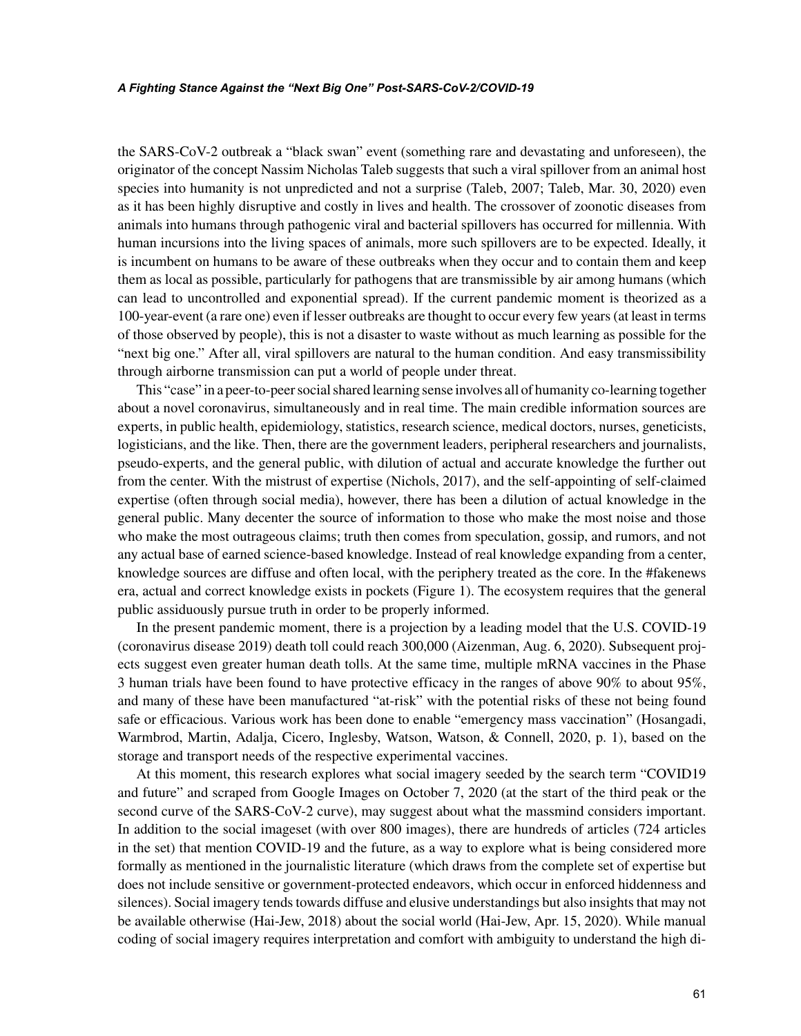the SARS-CoV-2 outbreak a "black swan" event (something rare and devastating and unforeseen), the originator of the concept Nassim Nicholas Taleb suggests that such a viral spillover from an animal host species into humanity is not unpredicted and not a surprise (Taleb, 2007; Taleb, Mar. 30, 2020) even as it has been highly disruptive and costly in lives and health. The crossover of zoonotic diseases from animals into humans through pathogenic viral and bacterial spillovers has occurred for millennia. With human incursions into the living spaces of animals, more such spillovers are to be expected. Ideally, it is incumbent on humans to be aware of these outbreaks when they occur and to contain them and keep them as local as possible, particularly for pathogens that are transmissible by air among humans (which can lead to uncontrolled and exponential spread). If the current pandemic moment is theorized as a 100-year-event (a rare one) even if lesser outbreaks are thought to occur every few years (at least in terms of those observed by people), this is not a disaster to waste without as much learning as possible for the "next big one." After all, viral spillovers are natural to the human condition. And easy transmissibility through airborne transmission can put a world of people under threat.

This "case" in a peer-to-peer social shared learning sense involves all of humanity co-learning together about a novel coronavirus, simultaneously and in real time. The main credible information sources are experts, in public health, epidemiology, statistics, research science, medical doctors, nurses, geneticists, logisticians, and the like. Then, there are the government leaders, peripheral researchers and journalists, pseudo-experts, and the general public, with dilution of actual and accurate knowledge the further out from the center. With the mistrust of expertise (Nichols, 2017), and the self-appointing of self-claimed expertise (often through social media), however, there has been a dilution of actual knowledge in the general public. Many decenter the source of information to those who make the most noise and those who make the most outrageous claims; truth then comes from speculation, gossip, and rumors, and not any actual base of earned science-based knowledge. Instead of real knowledge expanding from a center, knowledge sources are diffuse and often local, with the periphery treated as the core. In the #fakenews era, actual and correct knowledge exists in pockets (Figure 1). The ecosystem requires that the general public assiduously pursue truth in order to be properly informed.

In the present pandemic moment, there is a projection by a leading model that the U.S. COVID-19 (coronavirus disease 2019) death toll could reach 300,000 (Aizenman, Aug. 6, 2020). Subsequent projects suggest even greater human death tolls. At the same time, multiple mRNA vaccines in the Phase 3 human trials have been found to have protective efficacy in the ranges of above 90% to about 95%, and many of these have been manufactured "at-risk" with the potential risks of these not being found safe or efficacious. Various work has been done to enable "emergency mass vaccination" (Hosangadi, Warmbrod, Martin, Adalja, Cicero, Inglesby, Watson, Watson, & Connell, 2020, p. 1), based on the storage and transport needs of the respective experimental vaccines.

At this moment, this research explores what social imagery seeded by the search term "COVID19 and future" and scraped from Google Images on October 7, 2020 (at the start of the third peak or the second curve of the SARS-CoV-2 curve), may suggest about what the massmind considers important. In addition to the social imageset (with over 800 images), there are hundreds of articles (724 articles in the set) that mention COVID-19 and the future, as a way to explore what is being considered more formally as mentioned in the journalistic literature (which draws from the complete set of expertise but does not include sensitive or government-protected endeavors, which occur in enforced hiddenness and silences). Social imagery tends towards diffuse and elusive understandings but also insights that may not be available otherwise (Hai-Jew, 2018) about the social world (Hai-Jew, Apr. 15, 2020). While manual coding of social imagery requires interpretation and comfort with ambiguity to understand the high di-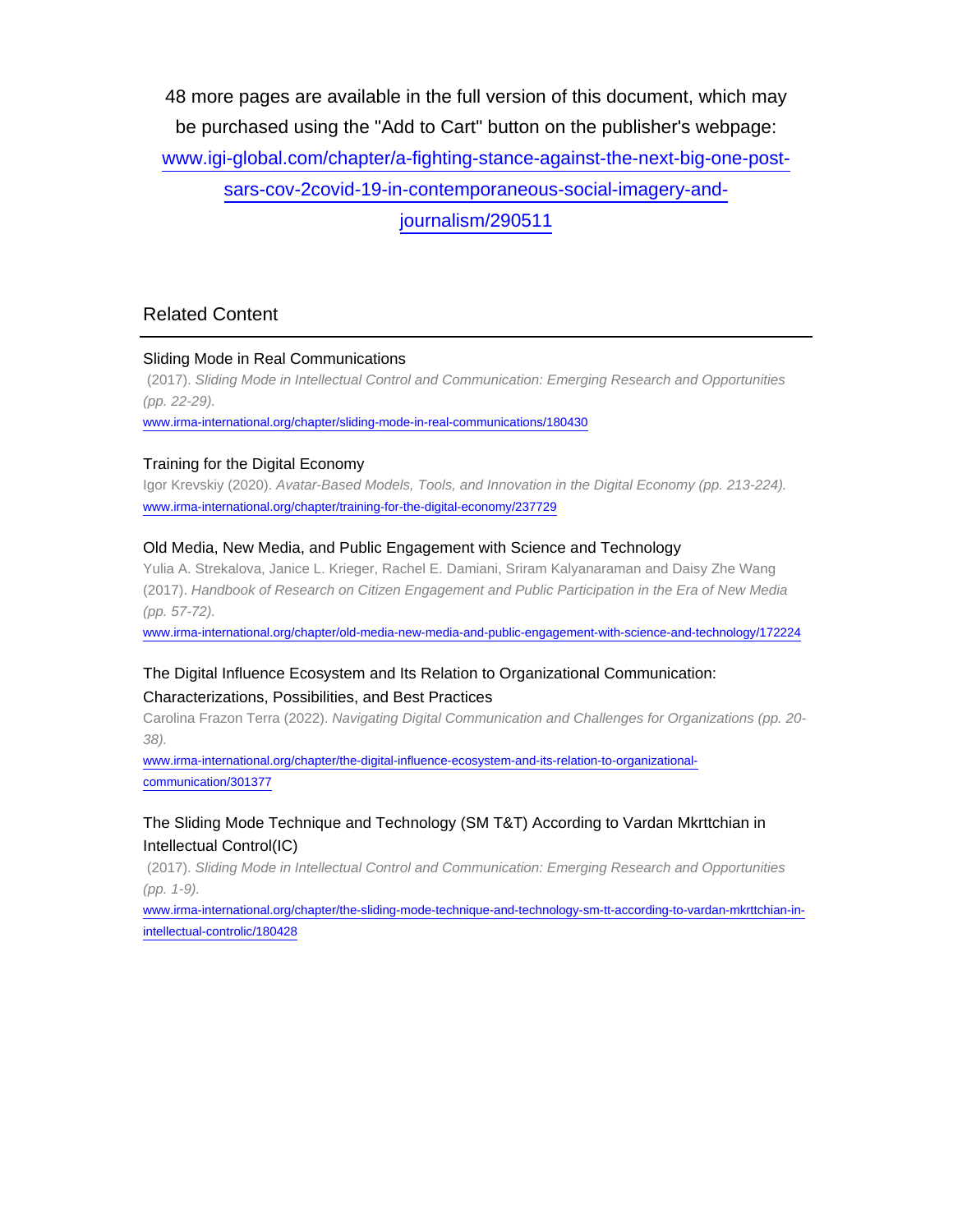48 more pages are available in the full version of this document, which may be purchased using the "Add to Cart" button on the publisher's webpage: www.igi-global.com/chapter/a-fighting-stance-against-the-next-big-one-post-sars-cov-2covid-19-in-contemporaneous-social-imagery-and-journalism/290511

## Related Content

Sliding Mode in Real Communications
(2017). *Sliding Mode in Intellectual Control and Communication: Emerging Research and Opportunities (pp. 22-29).*
www.irma-international.org/chapter/sliding-mode-in-real-communications/180430

Training for the Digital Economy
Igor Krevskiy (2020). *Avatar-Based Models, Tools, and Innovation in the Digital Economy (pp. 213-224).*
www.irma-international.org/chapter/training-for-the-digital-economy/237729

Old Media, New Media, and Public Engagement with Science and Technology
Yulia A. Strekalova, Janice L. Krieger, Rachel E. Damiani, Sriram Kalyanaraman and Daisy Zhe Wang (2017). *Handbook of Research on Citizen Engagement and Public Participation in the Era of New Media (pp. 57-72).*
www.irma-international.org/chapter/old-media-new-media-and-public-engagement-with-science-and-technology/172224

The Digital Influence Ecosystem and Its Relation to Organizational Communication: Characterizations, Possibilities, and Best Practices
Carolina Frazon Terra (2022). *Navigating Digital Communication and Challenges for Organizations (pp. 20-38).*
www.irma-international.org/chapter/the-digital-influence-ecosystem-and-its-relation-to-organizational-communication/301377

The Sliding Mode Technique and Technology (SM T&T) According to Vardan Mkrttchian in Intellectual Control(IC)
(2017). *Sliding Mode in Intellectual Control and Communication: Emerging Research and Opportunities (pp. 1-9).*
www.irma-international.org/chapter/the-sliding-mode-technique-and-technology-sm-tt-according-to-vardan-mkrttchian-in-intellectual-controlic/180428